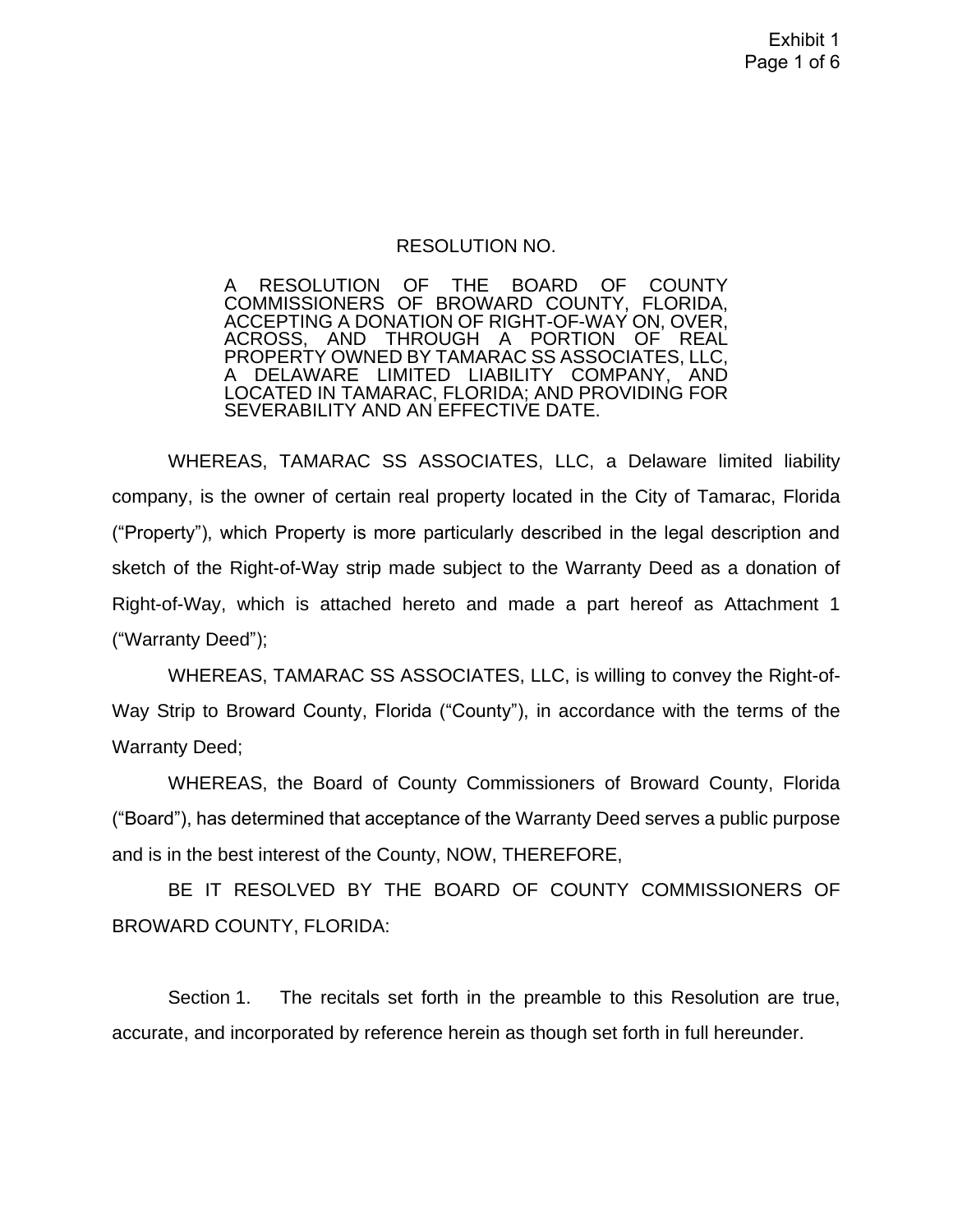RESOLUTION NO.

A RESOLUTION OF THE BOARD OF COUNTY COMMISSIONERS OF BROWARD COUNTY, FLORIDA, ACCEPTING A DONATION OF RIGHT-OF-WAY ON, OVER, ACROSS, AND THROUGH A PORTION OF REAL PROPERTY OWNED BY TAMARAC SS ASSOCIATES, LLC, A DELAWARE LIMITED LIABILITY COMPANY, AND LOCATED IN TAMARAC, FLORIDA; AND PROVIDING FOR SEVERABILITY AND AN EFFECTIVE DATE.

WHEREAS, TAMARAC SS ASSOCIATES, LLC, a Delaware limited liability company, is the owner of certain real property located in the City of Tamarac, Florida ("Property"), which Property is more particularly described in the legal description and sketch of the Right-of-Way strip made subject to the Warranty Deed as a donation of Right-of-Way, which is attached hereto and made a part hereof as Attachment 1 ("Warranty Deed");

WHEREAS, TAMARAC SS ASSOCIATES, LLC, is willing to convey the Right-of-Way Strip to Broward County, Florida ("County"), in accordance with the terms of the Warranty Deed;

WHEREAS, the Board of County Commissioners of Broward County, Florida ("Board"), has determined that acceptance of the Warranty Deed serves a public purpose and is in the best interest of the County, NOW, THEREFORE,

BE IT RESOLVED BY THE BOARD OF COUNTY COMMISSIONERS OF BROWARD COUNTY, FLORIDA:

Section 1. The recitals set forth in the preamble to this Resolution are true, accurate, and incorporated by reference herein as though set forth in full hereunder.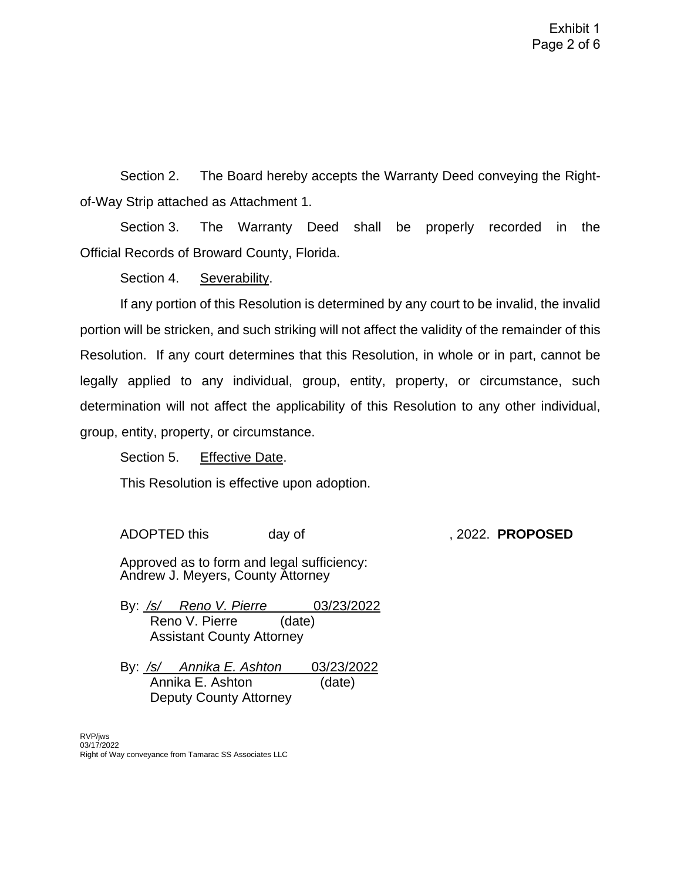Section 2. The Board hereby accepts the Warranty Deed conveying the Right-of-Way Strip attached as Attachment 1.

Section 3. The Warranty Deed shall be properly recorded in the Official Records of Broward County, Florida.

Section 4. Severability.

If any portion of this Resolution is determined by any court to be invalid, the invalid portion will be stricken, and such striking will not affect the validity of the remainder of this Resolution. If any court determines that this Resolution, in whole or in part, cannot be legally applied to any individual, group, entity, property, or circumstance, such determination will not affect the applicability of this Resolution to any other individual, group, entity, property, or circumstance.

Section 5. Effective Date.

This Resolution is effective upon adoption.

ADOPTED this day of , 2022. **PROPOSED**

Approved as to form and legal sufficiency:
Andrew J. Meyers, County Attorney

By: */s/ Reno V. Pierre* 03/23/2022
Reno V. Pierre (date)
Assistant County Attorney

By: */s/ Annika E. Ashton* 03/23/2022
Annika E. Ashton (date)
Deputy County Attorney

RVP/jws
03/17/2022
Right of Way conveyance from Tamarac SS Associates LLC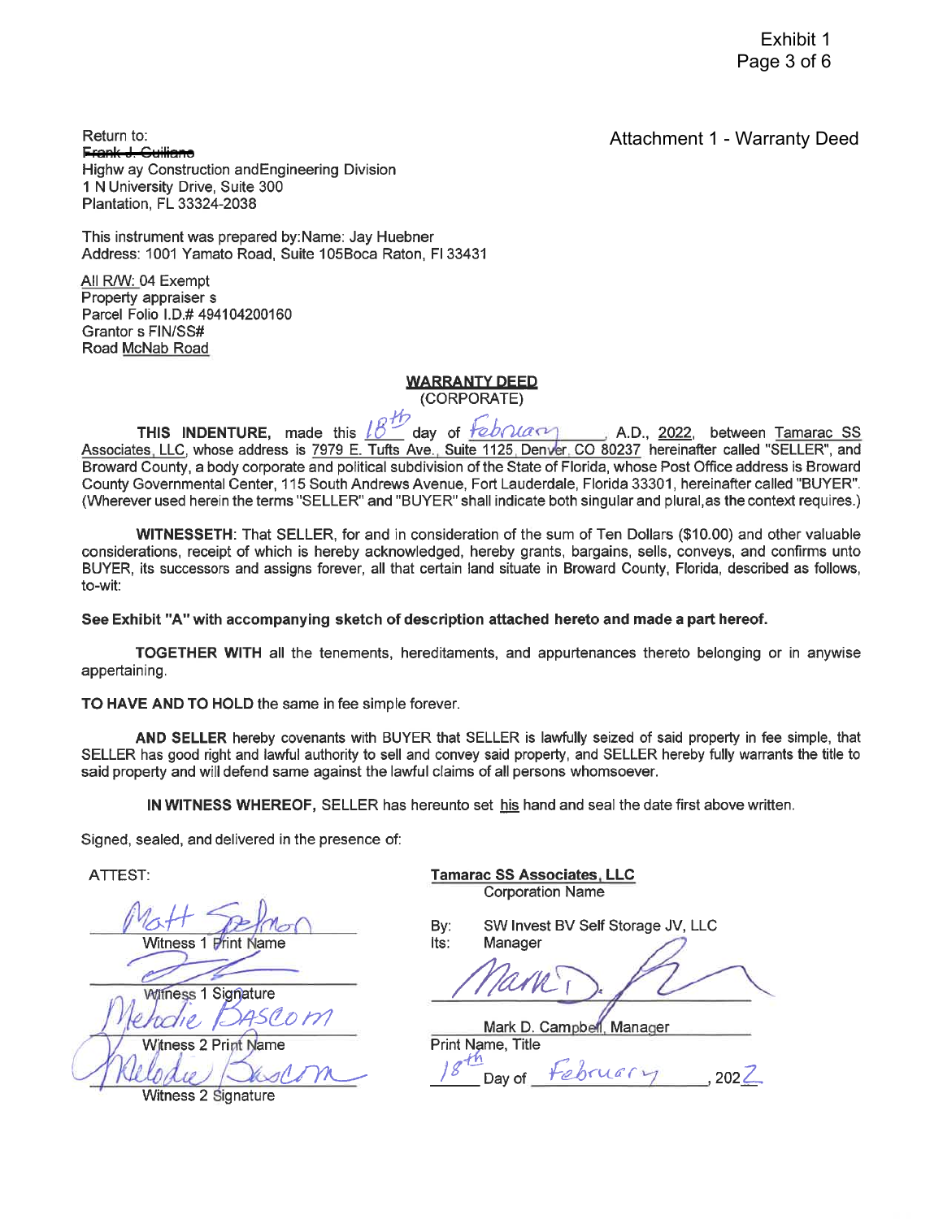Exhibit 1

Attachment 1 - Warranty Deed

Return to:
~~Frank J. Guiliano~~
Highw ay Construction andEngineering Division
1 N University Drive, Suite 300
Plantation, FL 33324-2038

This instrument was prepared by:Name: Jay Huebner
Address: 1001 Yamato Road, Suite 105Boca Raton, Fl 33431

All R/W: 04 Exempt
Property appraiser s
Parcel Folio I.D.# 494104200160
Grantor s FIN/SS#
Road McNab Road

## WARRANTY DEED
(CORPORATE)

**THIS INDENTURE,** made this 18th day of February, A.D., 2022, between Tamarac SS Associates, LLC, whose address is 7979 E. Tufts Ave., Suite 1125, Denver, CO 80237 hereinafter called "SELLER", and Broward County, a body corporate and political subdivision of the State of Florida, whose Post Office address is Broward County Governmental Center, 115 South Andrews Avenue, Fort Lauderdale, Florida 33301, hereinafter called "BUYER". (Wherever used herein the terms "SELLER" and "BUYER" shall indicate both singular and plural,as the context requires.)

**WITNESSETH**: That SELLER, for and in consideration of the sum of Ten Dollars ($10.00) and other valuable considerations, receipt of which is hereby acknowledged, hereby grants, bargains, sells, conveys, and confirms unto BUYER, its successors and assigns forever, all that certain land situate in Broward County, Florida, described as follows, to-wit:

**See Exhibit "A" with accompanying sketch of description attached hereto and made a part hereof.**

**TOGETHER WITH** all the tenements, hereditaments, and appurtenances thereto belonging or in anywise appertaining.

**TO HAVE AND TO HOLD** the same in fee simple forever.

**AND SELLER** hereby covenants with BUYER that SELLER is lawfully seized of said property in fee simple, that SELLER has good right and lawful authority to sell and convey said property, and SELLER hereby fully warrants the title to said property and will defend same against the lawful claims of all persons whomsoever.

**IN WITNESS WHEREOF,** SELLER has hereunto set his hand and seal the date first above written.

Signed, sealed, and delivered in the presence of:

ATTEST:

Matt Spelman
Witness 1 Print Name

[signature]
Witness 1 Signature

Melodie Bascom
Witness 2 Print Name

[signature]
Witness 2 Signature

**Tamarac SS Associates, LLC**
Corporation Name

By: SW Invest BV Self Storage JV, LLC
Its: Manager

[signature]

Mark D. Campbell, Manager
Print Name, Title

18th Day of February, 2022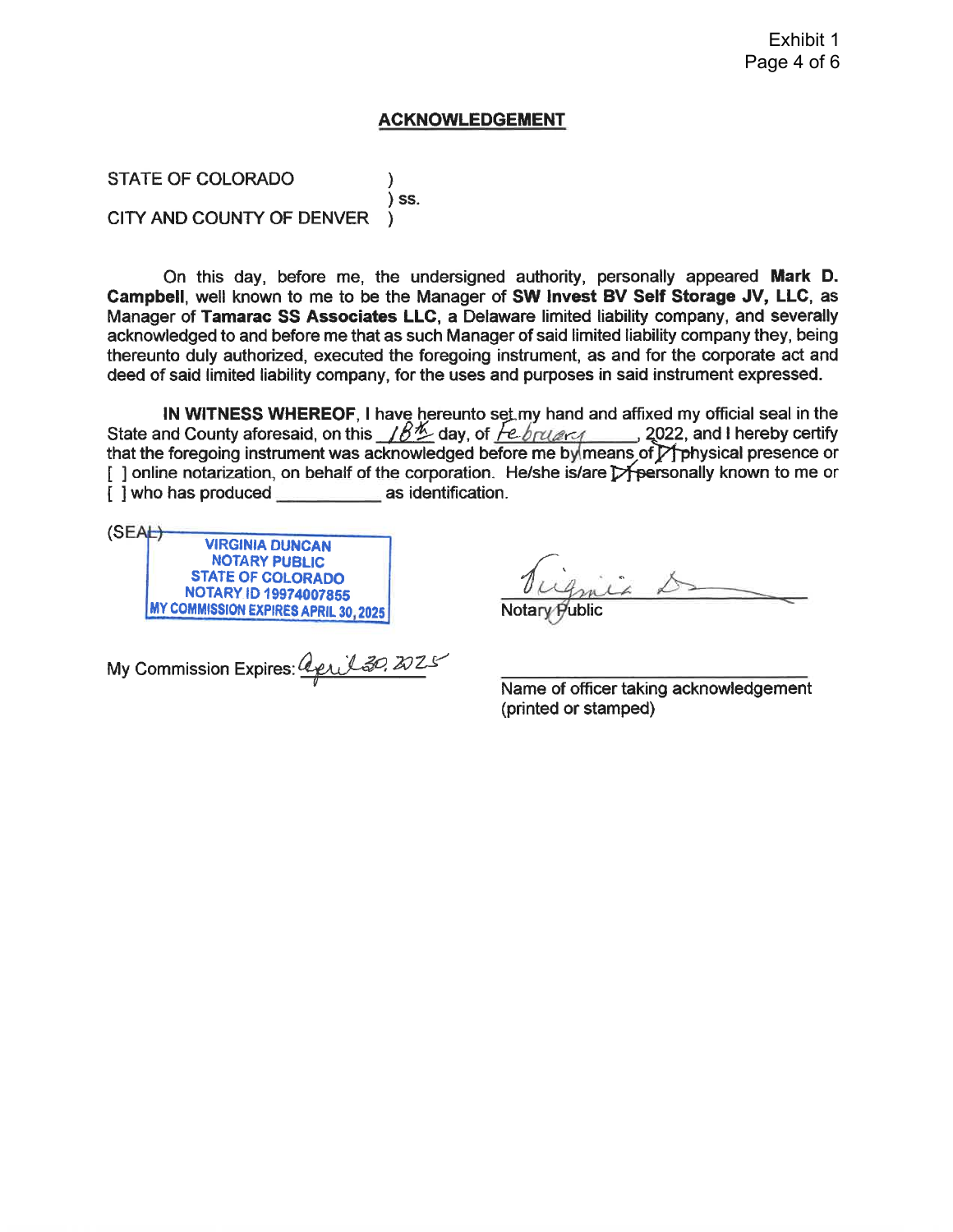Exhibit 1
Page 4 of 6

## ACKNOWLEDGEMENT

STATE OF COLORADO )
) ss.
CITY AND COUNTY OF DENVER )

On this day, before me, the undersigned authority, personally appeared **Mark D. Campbell**, well known to me to be the Manager of **SW Invest BV Self Storage JV, LLC**, as Manager of **Tamarac SS Associates LLC**, a Delaware limited liability company, and severally acknowledged to and before me that as such Manager of said limited liability company they, being thereunto duly authorized, executed the foregoing instrument, as and for the corporate act and deed of said limited liability company, for the uses and purposes in said instrument expressed.

**IN WITNESS WHEREOF**, I have hereunto set my hand and affixed my official seal in the State and County aforesaid, on this 18th day, of February, 2022, and I hereby certify that the foregoing instrument was acknowledged before me by means of [X] physical presence or [ ] online notarization, on behalf of the corporation. He/she is/are [X] personally known to me or [ ] who has produced ___________ as identification.

(SEAL)

VIRGINIA DUNCAN
NOTARY PUBLIC
STATE OF COLORADO
NOTARY ID 19974007855
MY COMMISSION EXPIRES APRIL 30, 2025

Virginia D
Notary Public

My Commission Expires: April 30, 2025

___________________________
Name of officer taking acknowledgement
(printed or stamped)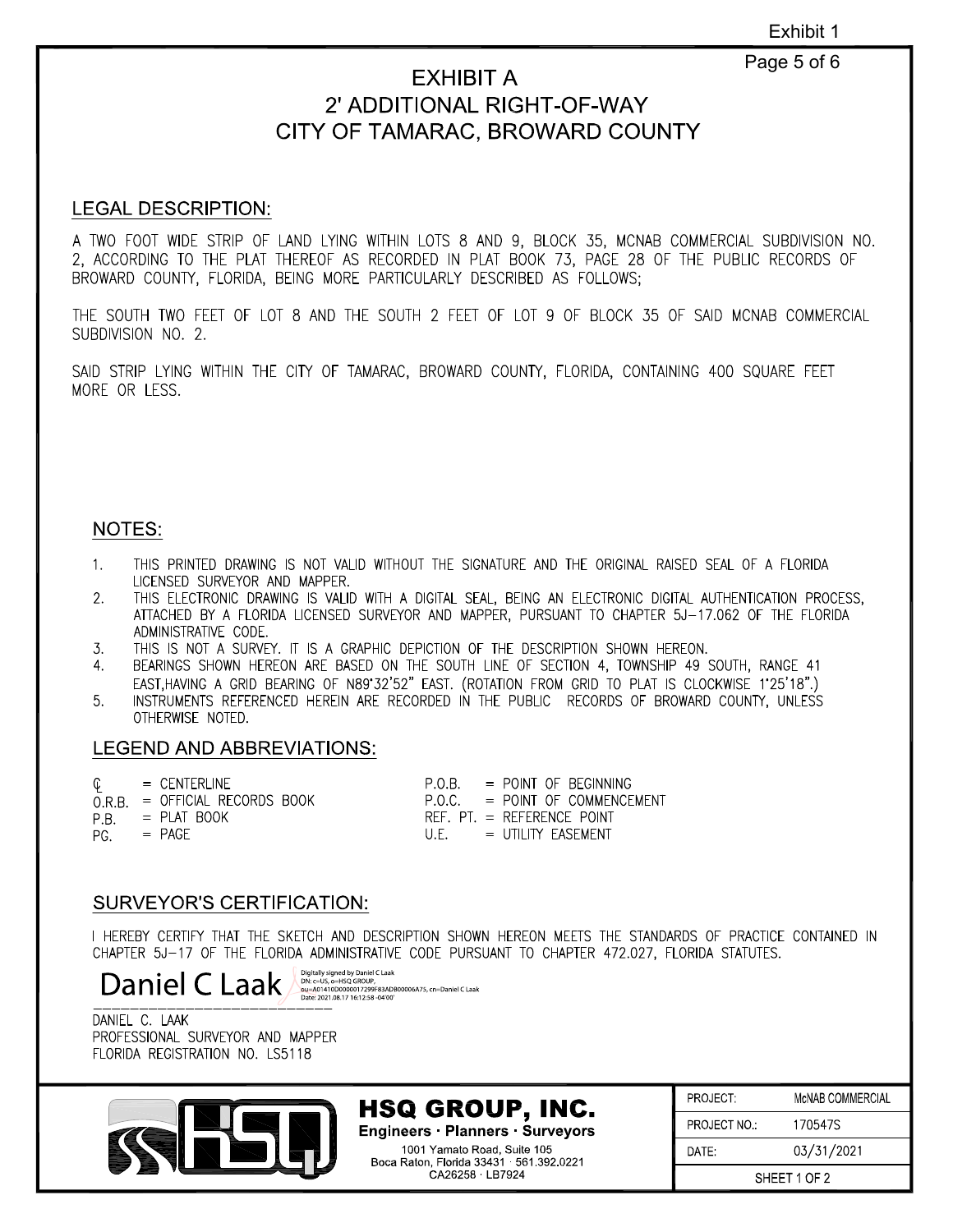# EXHIBIT A
# 2' ADDITIONAL RIGHT-OF-WAY
# CITY OF TAMARAC, BROWARD COUNTY

## LEGAL DESCRIPTION:

A TWO FOOT WIDE STRIP OF LAND LYING WITHIN LOTS 8 AND 9, BLOCK 35, MCNAB COMMERCIAL SUBDIVISION NO. 2, ACCORDING TO THE PLAT THEREOF AS RECORDED IN PLAT BOOK 73, PAGE 28 OF THE PUBLIC RECORDS OF BROWARD COUNTY, FLORIDA, BEING MORE PARTICULARLY DESCRIBED AS FOLLOWS;

THE SOUTH TWO FEET OF LOT 8 AND THE SOUTH 2 FEET OF LOT 9 OF BLOCK 35 OF SAID MCNAB COMMERCIAL SUBDIVISION NO. 2.

SAID STRIP LYING WITHIN THE CITY OF TAMARAC, BROWARD COUNTY, FLORIDA, CONTAINING 400 SQUARE FEET MORE OR LESS.

## NOTES:

1. THIS PRINTED DRAWING IS NOT VALID WITHOUT THE SIGNATURE AND THE ORIGINAL RAISED SEAL OF A FLORIDA LICENSED SURVEYOR AND MAPPER.
2. THIS ELECTRONIC DRAWING IS VALID WITH A DIGITAL SEAL, BEING AN ELECTRONIC DIGITAL AUTHENTICATION PROCESS, ATTACHED BY A FLORIDA LICENSED SURVEYOR AND MAPPER, PURSUANT TO CHAPTER 5J-17.062 OF THE FLORIDA ADMINISTRATIVE CODE.
3. THIS IS NOT A SURVEY. IT IS A GRAPHIC DEPICTION OF THE DESCRIPTION SHOWN HEREON.
4. BEARINGS SHOWN HEREON ARE BASED ON THE SOUTH LINE OF SECTION 4, TOWNSHIP 49 SOUTH, RANGE 41 EAST,HAVING A GRID BEARING OF N89°32'52" EAST. (ROTATION FROM GRID TO PLAT IS CLOCKWISE 1°25'18".)
5. INSTRUMENTS REFERENCED HEREIN ARE RECORDED IN THE PUBLIC RECORDS OF BROWARD COUNTY, UNLESS OTHERWISE NOTED.

## LEGEND AND ABBREVIATIONS:

| | | | |
|---|---|---|---|
| ℄ | = CENTERLINE | P.O.B. | = POINT OF BEGINNING |
| O.R.B. | = OFFICIAL RECORDS BOOK | P.O.C. | = POINT OF COMMENCEMENT |
| P.B. | = PLAT BOOK | REF. PT. | = REFERENCE POINT |
| PG. | = PAGE | U.E. | = UTILITY EASEMENT |

## SURVEYOR'S CERTIFICATION:

I HEREBY CERTIFY THAT THE SKETCH AND DESCRIPTION SHOWN HEREON MEETS THE STANDARDS OF PRACTICE CONTAINED IN CHAPTER 5J-17 OF THE FLORIDA ADMINISTRATIVE CODE PURSUANT TO CHAPTER 472.027, FLORIDA STATUTES.

Daniel C Laak

Digitally signed by Daniel C Laak
DN: c=US, o=HSQ GROUP, ou=A01410D0000017299F83AD800006A75, cn=Daniel C Laak
Date: 2021.08.17 16:12:58 -04'00'

DANIEL C. LAAK
PROFESSIONAL SURVEYOR AND MAPPER
FLORIDA REGISTRATION NO. LS5118

**HSQ GROUP, INC.**
Engineers · Planners · Surveyors
1001 Yamato Road, Suite 105
Boca Raton, Florida 33431 · 561.392.0221
CA26258 · LB7924

| | |
|---|---|
| PROJECT: | McNAB COMMERCIAL |
| PROJECT NO.: | 170547S |
| DATE: | 03/31/2021 |
| SHEET 1 OF 2 | |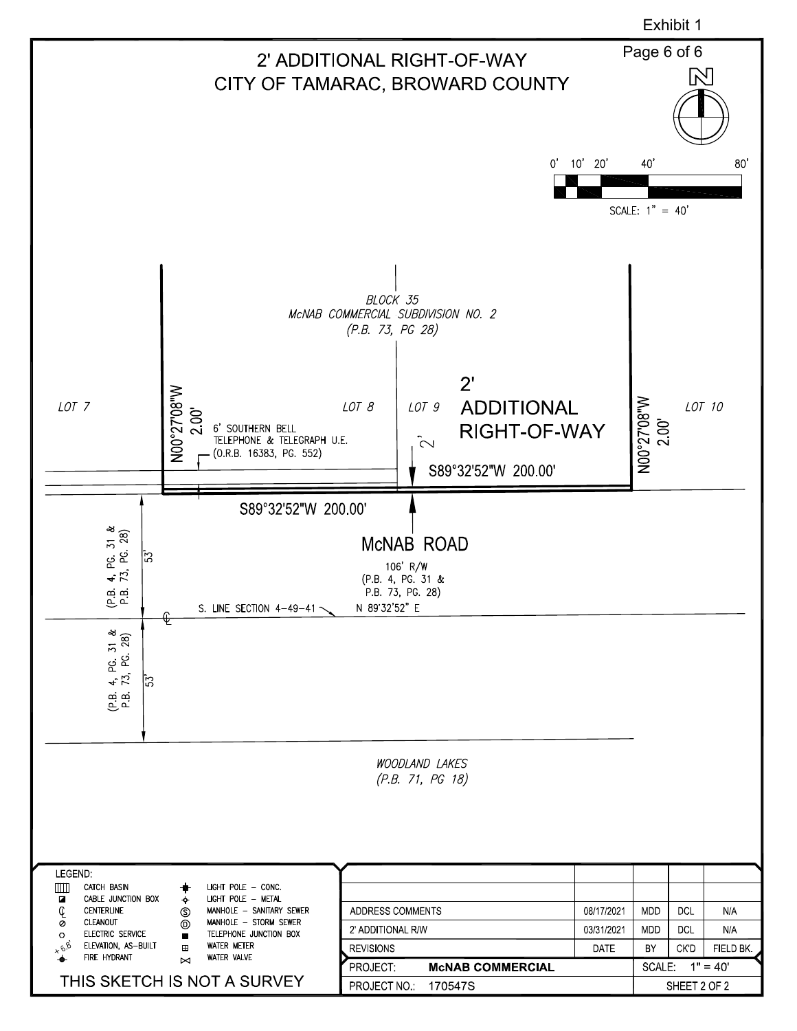Exhibit 1

# 2' ADDITIONAL RIGHT-OF-WAY
## CITY OF TAMARAC, BROWARD COUNTY

0' 10' 20' 40' 80'

SCALE: 1" = 40'

*BLOCK 35*
*McNAB COMMERCIAL SUBDIVISION NO. 2*
*(P.B. 73, PG 28)*

*LOT 7*

*LOT 8*

*LOT 9*

*LOT 10*

2' ADDITIONAL RIGHT-OF-WAY

N00°27'08"W 2.00'

N00°27'08"W 2.00'

6' SOUTHERN BELL TELEPHONE & TELEGRAPH U.E. (O.R.B. 16383, PG. 552)

2'

S89°32'52"W 200.00'

S89°32'52"W 200.00'

McNAB ROAD

106' R/W
(P.B. 4, PG. 31 &
P.B. 73, PG. 28)

(P.B. 4, PG. 31 & P.B. 73, PG. 28)

53'

S. LINE SECTION 4-49-41

N 89°32'52" E

(P.B. 4, PG. 31 & P.B. 73, PG. 28)

53'

*WOODLAND LAKES*
*(P.B. 71, PG 18)*

LEGEND:
- CATCH BASIN
- CABLE JUNCTION BOX
- CENTERLINE
- CLEANOUT
- ELECTRIC SERVICE
- ELEVATION, AS-BUILT
- FIRE HYDRANT
- LIGHT POLE – CONC.
- LIGHT POLE – METAL
- MANHOLE – SANITARY SEWER
- MANHOLE – STORM SEWER
- TELEPHONE JUNCTION BOX
- WATER METER
- WATER VALVE

THIS SKETCH IS NOT A SURVEY

| | | | | |
|---|---|---|---|---|
| | | | | |
| | | | | |
| ADDRESS COMMENTS | 08/17/2021 | MDD | DCL | N/A |
| 2' ADDITIONAL R/W | 03/31/2021 | MDD | DCL | N/A |
| REVISIONS | DATE | BY | CK'D | FIELD BK. |
| PROJECT: **McNAB COMMERCIAL** | | SCALE: 1" = 40' | | |
| PROJECT NO.: 170547S | | SHEET 2 OF 2 | | |